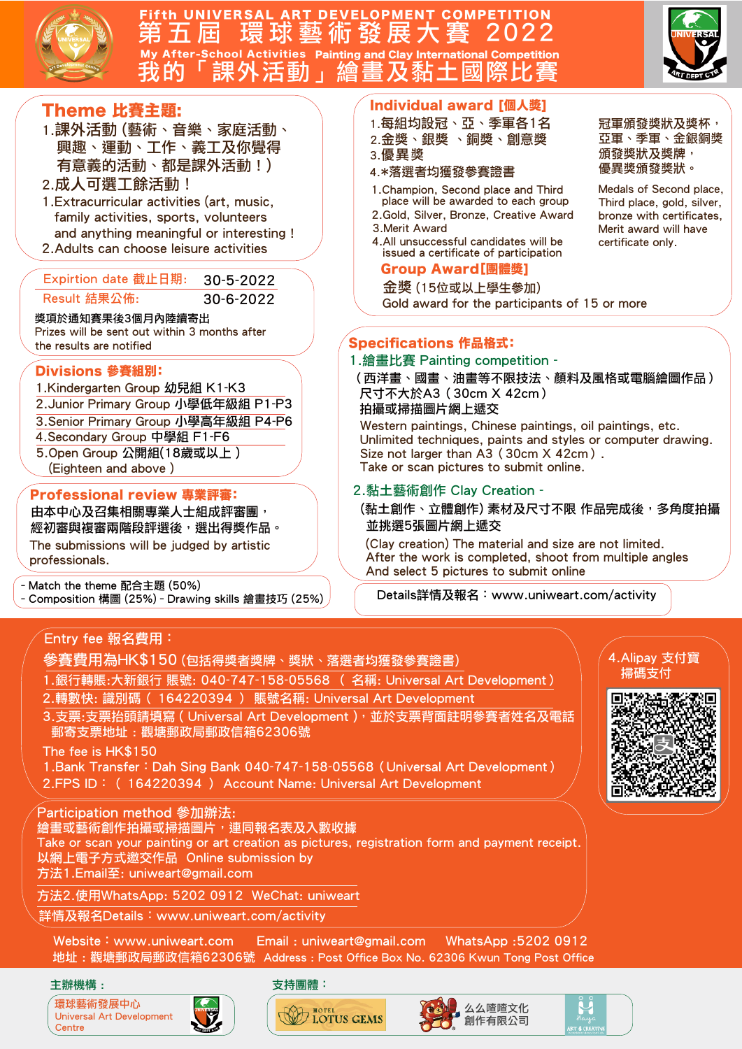# Fifth UNIVERSAL ART DEVELOPMENT COMPETITION
# 第五屆 環球藝術發展大賽 2022
## My After-School Activities Painting and Clay International Competition
## 我的「課外活動」繪畫及黏土國際比賽

## Theme 比賽主題:

1.課外活動 (藝術、音樂、家庭活動、興趣、運動、工作、義工及你覺得有意義的活動、都是課外活動！)
2.成人可選工餘活動！

1.Extracurricular activities (art, music, family activities, sports, volunteers and anything meaningful or interesting !
2.Adults can choose leisure activities

Expirtion date 截止日期: 30-5-2022
Result 結果公佈: 30-6-2022

獎項於通知賽果後3個月內陸續寄出
Prizes will be sent out within 3 months after the results are notified

## Divisions 參賽組別:

1.Kindergarten Group 幼兒組 K1-K3
2.Junior Primary Group 小學低年級組 P1-P3
3.Senior Primary Group 小學高年級組 P4-P6
4.Secondary Group 中學組 F1-F6
5.Open Group 公開組(18歲或以上 )
(Eighteen and above )

## Professional review 專業評審:

由本中心及召集相關專業人士組成評審團，經初審與複審兩階段評選後，選出得獎作品。
The submissions will be judged by artistic professionals.

- Match the theme 配合主題 (50%)
- Composition 構圖 (25%) - Drawing skills 繪畫技巧 (25%)

## Individual award [個人獎]

1.每組均設冠、亞、季軍各1名
2.金獎、銀獎 、銅獎、創意獎
3.優異獎
4.*落選者均獲發參賽證書

冠軍頒發獎狀及獎杯，亞軍、季軍、金銀銅獎頒發獎狀及獎牌，優異獎頒發獎狀。

1.Champion, Second place and Third place will be awarded to each group
2.Gold, Silver, Bronze, Creative Award
3.Merit Award
4.All unsuccessful candidates will be issued a certificate of participation

Medals of Second place, Third place, gold, silver, bronze with certificates, Merit award will have certificate only.

## Group Award[團體獎]

金獎 (15位或以上學生參加)
Gold award for the participants of 15 or more

## Specifications 作品格式:

1.繪畫比賽 Painting competition -
（西洋畫、國畫、油畫等不限技法、顏料及風格或電腦繪圖作品）
尺寸不大於A3（30cm X 42cm）
拍攝或掃描圖片網上遞交
Western paintings, Chinese paintings, oil paintings, etc.
Unlimited techniques, paints and styles or computer drawing.
Size not larger than A3（30cm X 42cm）.
Take or scan pictures to submit online.

2.黏土藝術創作 Clay Creation -
(黏土創作、立體創作) 素材及尺寸不限 作品完成後，多角度拍攝並挑選5張圖片網上遞交
(Clay creation) The material and size are not limited.
After the work is completed, shoot from multiple angles
And select 5 pictures to submit online

Details詳情及報名：www.uniweart.com/activity

## Entry fee 報名費用：

參賽費用為HK$150 (包括得獎者獎牌、獎狀、落選者均獲發參賽證書)
1.銀行轉賬:大新銀行 賬號: 040-747-158-05568 （ 名稱: Universal Art Development）
2.轉數快: 識別碼（ 164220394 ） 賬號名稱: Universal Art Development
3.支票:支票抬頭請填寫 ( Universal Art Development )，並於支票背面註明參賽者姓名及電話
郵寄支票地址：觀塘郵政局郵政信箱62306號

The fee is HK$150
1.Bank Transfer：Dah Sing Bank 040-747-158-05568 (Universal Art Development)
2.FPS ID：（ 164220394 ） Account Name: Universal Art Development

4.Alipay 支付寶
掃碼支付

## Participation method 參加辦法:

繪畫或藝術創作拍攝或掃描圖片，連同報名表及入數收據
Take or scan your painting or art creation as pictures, registration form and payment receipt.
以網上電子方式遞交作品 Online submission by
方法1.Email至: uniweart@gmail.com
方法2.使用WhatsApp: 5202 0912 WeChat: uniweart
詳情及報名Details：www.uniweart.com/activity

Website：www.uniweart.com Email：uniweart@gmail.com WhatsApp :5202 0912
地址：觀塘郵政局郵政信箱62306號 Address : Post Office Box No. 62306 Kwun Tong Post Office

主辦機構：
環球藝術發展中心
Universal Art Development Centre

支持團體：
HOTEL LOTUS GEMS
么么喳噠文化創作有限公司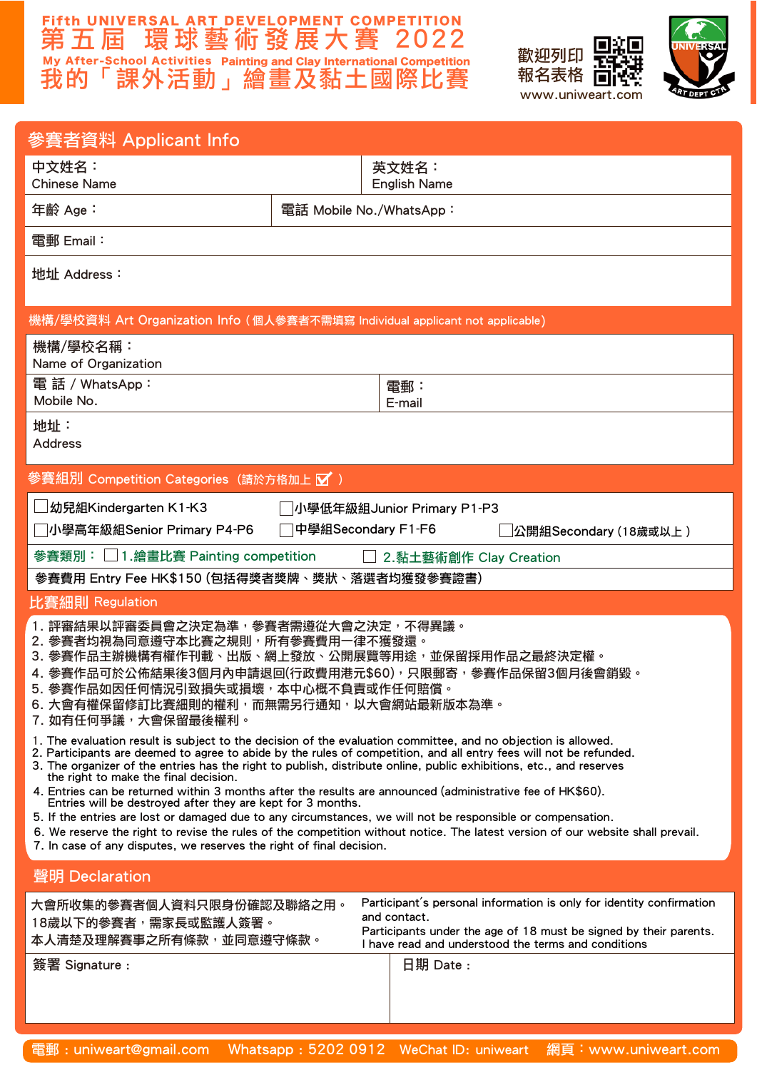Fifth UNIVERSAL ART DEVELOPMENT COMPETITION

# 第五屆 環球藝術發展大賽 2022

My After-School Activities Painting and Clay International Competition

# 我的「課外活動」繪畫及黏土國際比賽

歡迎列印
報名表格

www.uniweart.com

## 參賽者資料 Applicant Info

| | |
|---|---|
| 中文姓名：<br>Chinese Name | 英文姓名：<br>English Name |
| 年齡 Age： | 電話 Mobile No./WhatsApp： |
| 電郵 Email： | |
| 地址 Address： | |

### 機構/學校資料 Art Organization Info（個人參賽者不需填寫 Individual applicant not applicable）

| | |
|---|---|
| 機構/學校名稱：<br>Name of Organization | |
| 電 話 / WhatsApp：<br>Mobile No. | 電郵：<br>E-mail |
| 地址：<br>Address | |

### 參賽組別 Competition Categories（請於方格加上 ☑）

☐幼兒組Kindergarten K1-K3　☐小學低年級組Junior Primary P1-P3

☐小學高年級組Senior Primary P4-P6　☐中學組Secondary F1-F6　☐公開組Secondary（18歲或以上）

參賽類別：☐ 1.繪畫比賽 Painting competition　☐ 2.黏土藝術創作 Clay Creation

參賽費用 Entry Fee HK$150 (包括得獎者獎牌、獎狀、落選者均獲發參賽證書)

## 比賽細則 Regulation

1. 評審結果以評審委員會之決定為準，參賽者需遵從大會之決定，不得異議。
2. 參賽者均視為同意遵守本比賽之規則，所有參賽費用一律不獲發還。
3. 參賽作品主辦機構有權作刊載、出版、網上發放、公開展覽等用途，並保留採用作品之最終決定權。
4. 參賽作品可於公佈結果後3個月內申請退回(行政費用港元$60)，只限郵寄，參賽作品保留3個月後會銷毀。
5. 參賽作品如因任何情況引致損失或損壞，本中心概不負責或作任何賠償。
6. 大會有權保留修訂比賽細則的權利，而無需另行通知，以大會網站最新版本為準。
7. 如有任何爭議，大會保留最後權利。

1. The evaluation result is subject to the decision of the evaluation committee, and no objection is allowed.
2. Participants are deemed to agree to abide by the rules of competition, and all entry fees will not be refunded.
3. The organizer of the entries has the right to publish, distribute online, public exhibitions, etc., and reserves the right to make the final decision.
4. Entries can be returned within 3 months after the results are announced (administrative fee of HK$60). Entries will be destroyed after they are kept for 3 months.
5. If the entries are lost or damaged due to any circumstances, we will not be responsible or compensation.
6. We reserve the right to revise the rules of the competition without notice. The latest version of our website shall prevail.
7. In case of any disputes, we reserves the right of final decision.

## 聲明 Declaration

| | |
|---|---|
| 大會所收集的參賽者個人資料只限身份確認及聯絡之用。<br>18歲以下的參賽者，需家長或監護人簽署。<br>本人清楚及理解賽事之所有條款，並同意遵守條款。 | Participant´s personal information is only for identity confirmation and contact.<br>Participants under the age of 18 must be signed by their parents.<br>I have read and understood the terms and conditions |
| 簽署 Signature： | 日期 Date： |

電郵：uniweart@gmail.com　Whatsapp：5202 0912　WeChat ID: uniweart　網頁：www.uniweart.com